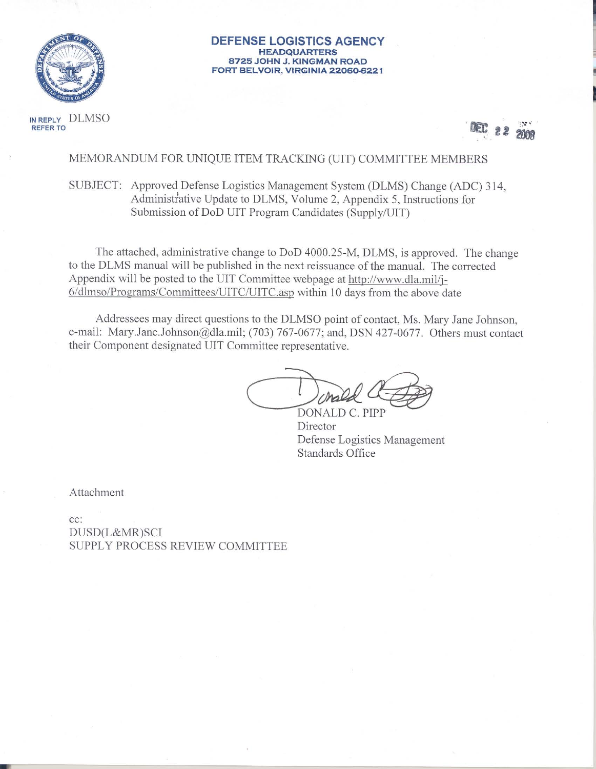**DEFENSE LOGISTICS AGENCY**
**HEADQUARTERS**
**8725 JOHN J. KINGMAN ROAD**
**FORT BELVOIR, VIRGINIA 22060-6221**

IN REPLY REFER TO DLMSO

DEC 22 2008

MEMORANDUM FOR UNIQUE ITEM TRACKING (UIT) COMMITTEE MEMBERS

SUBJECT: Approved Defense Logistics Management System (DLMS) Change (ADC) 314, Administrative Update to DLMS, Volume 2, Appendix 5, Instructions for Submission of DoD UIT Program Candidates (Supply/UIT)

The attached, administrative change to DoD 4000.25-M, DLMS, is approved. The change to the DLMS manual will be published in the next reissuance of the manual. The corrected Appendix will be posted to the UIT Committee webpage at http://www.dla.mil/j-6/dlmso/Programs/Committees/UITC/UITC.asp within 10 days from the above date

Addressees may direct questions to the DLMSO point of contact, Ms. Mary Jane Johnson, e-mail: Mary.Jane.Johnson@dla.mil; (703) 767-0677; and, DSN 427-0677. Others must contact their Component designated UIT Committee representative.

DONALD C. PIPP
Director
Defense Logistics Management Standards Office

Attachment

cc:
DUSD(L&MR)SCI
SUPPLY PROCESS REVIEW COMMITTEE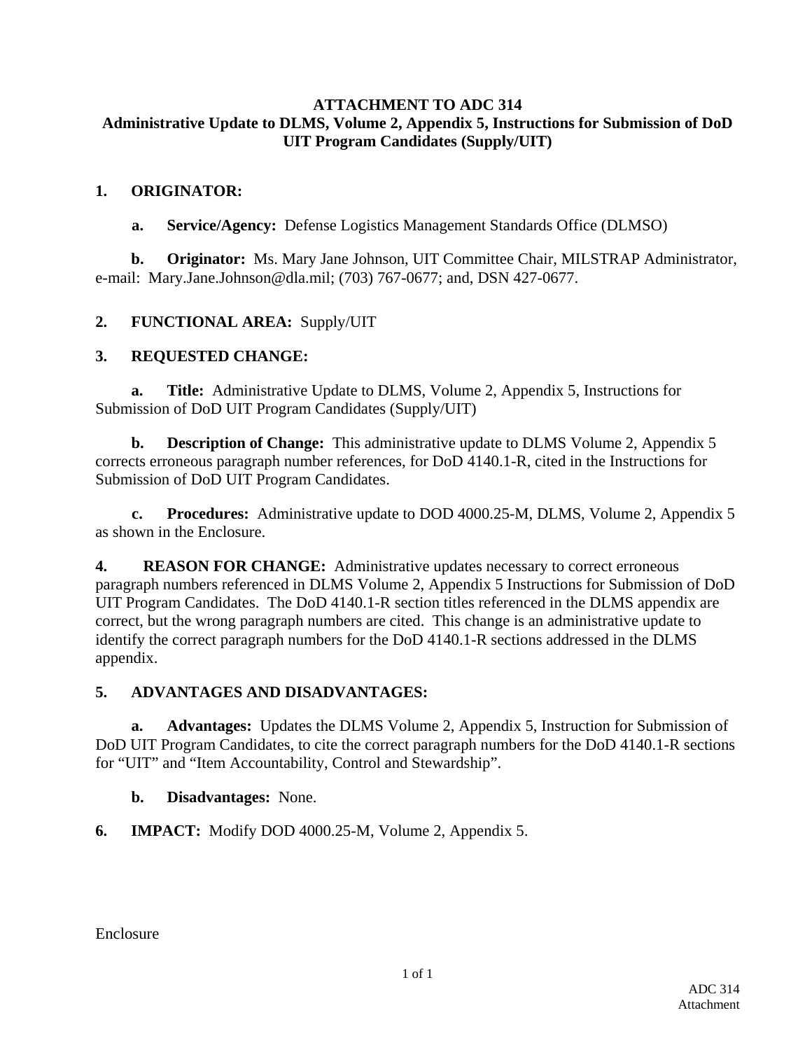**ATTACHMENT TO ADC 314**
**Administrative Update to DLMS, Volume 2, Appendix 5, Instructions for Submission of DoD UIT Program Candidates (Supply/UIT)**

**1. ORIGINATOR:**

**a. Service/Agency:** Defense Logistics Management Standards Office (DLMSO)

**b. Originator:** Ms. Mary Jane Johnson, UIT Committee Chair, MILSTRAP Administrator, e-mail: Mary.Jane.Johnson@dla.mil; (703) 767-0677; and, DSN 427-0677.

**2. FUNCTIONAL AREA:** Supply/UIT

**3. REQUESTED CHANGE:**

**a. Title:** Administrative Update to DLMS, Volume 2, Appendix 5, Instructions for Submission of DoD UIT Program Candidates (Supply/UIT)

**b. Description of Change:** This administrative update to DLMS Volume 2, Appendix 5 corrects erroneous paragraph number references, for DoD 4140.1-R, cited in the Instructions for Submission of DoD UIT Program Candidates.

**c. Procedures:** Administrative update to DOD 4000.25-M, DLMS, Volume 2, Appendix 5 as shown in the Enclosure.

**4. REASON FOR CHANGE:** Administrative updates necessary to correct erroneous paragraph numbers referenced in DLMS Volume 2, Appendix 5 Instructions for Submission of DoD UIT Program Candidates. The DoD 4140.1-R section titles referenced in the DLMS appendix are correct, but the wrong paragraph numbers are cited. This change is an administrative update to identify the correct paragraph numbers for the DoD 4140.1-R sections addressed in the DLMS appendix.

**5. ADVANTAGES AND DISADVANTAGES:**

**a. Advantages:** Updates the DLMS Volume 2, Appendix 5, Instruction for Submission of DoD UIT Program Candidates, to cite the correct paragraph numbers for the DoD 4140.1-R sections for "UIT" and "Item Accountability, Control and Stewardship".

**b. Disadvantages:** None.

**6. IMPACT:** Modify DOD 4000.25-M, Volume 2, Appendix 5.

Enclosure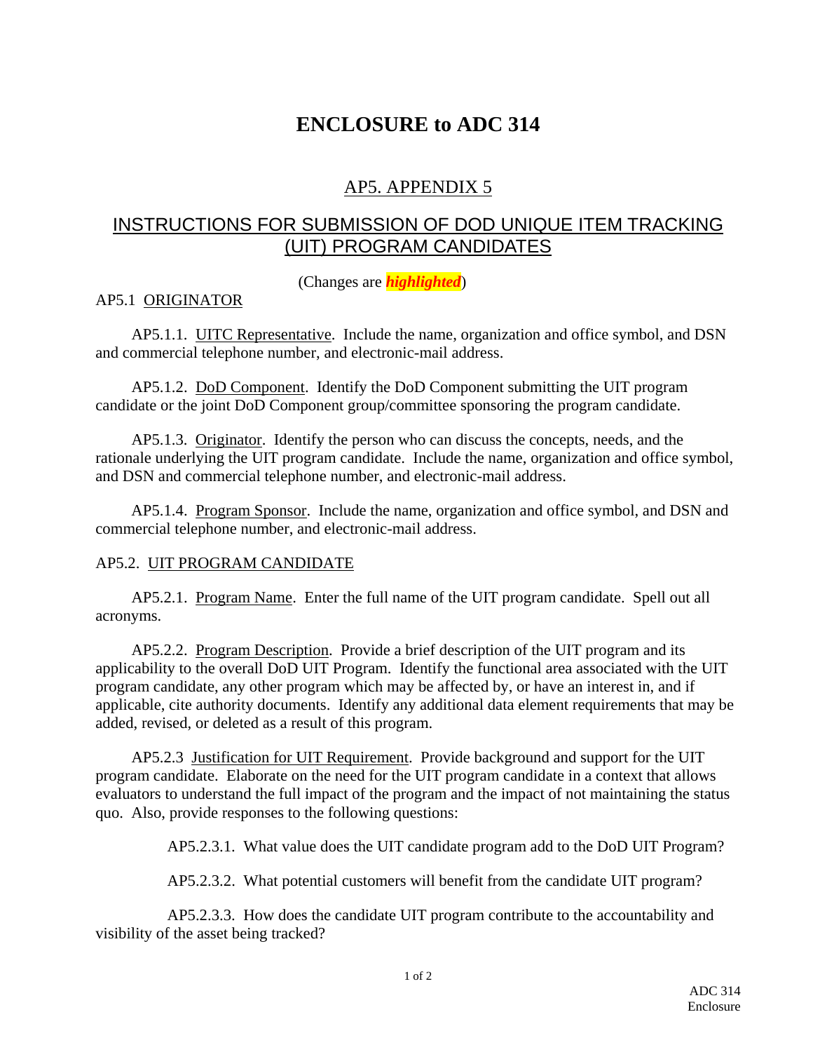# ENCLOSURE to ADC 314

## AP5. APPENDIX 5

## INSTRUCTIONS FOR SUBMISSION OF DOD UNIQUE ITEM TRACKING (UIT) PROGRAM CANDIDATES

(Changes are ***highlighted***)

AP5.1 ORIGINATOR

AP5.1.1. UITC Representative. Include the name, organization and office symbol, and DSN and commercial telephone number, and electronic-mail address.

AP5.1.2. DoD Component. Identify the DoD Component submitting the UIT program candidate or the joint DoD Component group/committee sponsoring the program candidate.

AP5.1.3. Originator. Identify the person who can discuss the concepts, needs, and the rationale underlying the UIT program candidate. Include the name, organization and office symbol, and DSN and commercial telephone number, and electronic-mail address.

AP5.1.4. Program Sponsor. Include the name, organization and office symbol, and DSN and commercial telephone number, and electronic-mail address.

AP5.2. UIT PROGRAM CANDIDATE

AP5.2.1. Program Name. Enter the full name of the UIT program candidate. Spell out all acronyms.

AP5.2.2. Program Description. Provide a brief description of the UIT program and its applicability to the overall DoD UIT Program. Identify the functional area associated with the UIT program candidate, any other program which may be affected by, or have an interest in, and if applicable, cite authority documents. Identify any additional data element requirements that may be added, revised, or deleted as a result of this program.

AP5.2.3 Justification for UIT Requirement. Provide background and support for the UIT program candidate. Elaborate on the need for the UIT program candidate in a context that allows evaluators to understand the full impact of the program and the impact of not maintaining the status quo. Also, provide responses to the following questions:

AP5.2.3.1. What value does the UIT candidate program add to the DoD UIT Program?

AP5.2.3.2. What potential customers will benefit from the candidate UIT program?

AP5.2.3.3. How does the candidate UIT program contribute to the accountability and visibility of the asset being tracked?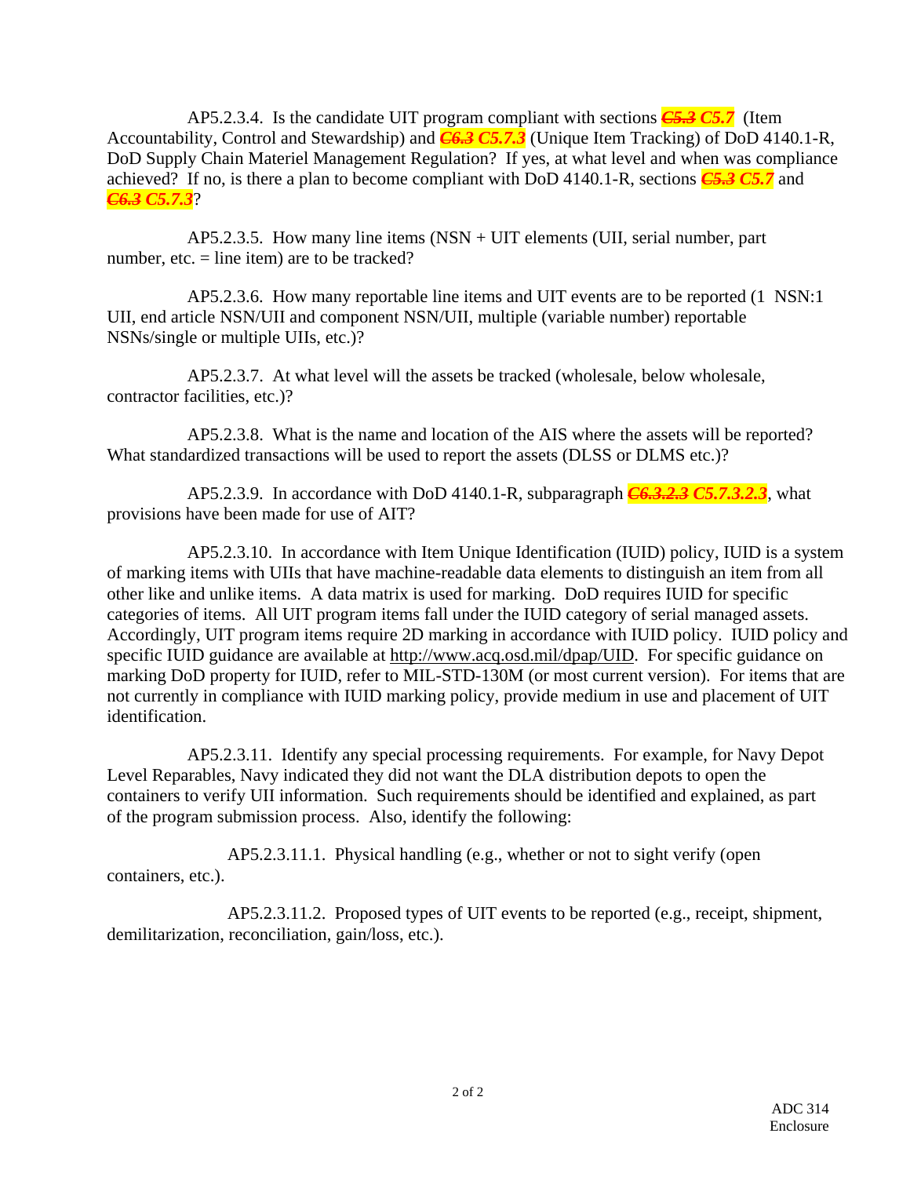AP5.2.3.4. Is the candidate UIT program compliant with sections ***~~C5.3~~ C5.7*** (Item Accountability, Control and Stewardship) and ***~~C6.3~~ C5.7.3*** (Unique Item Tracking) of DoD 4140.1-R, DoD Supply Chain Materiel Management Regulation? If yes, at what level and when was compliance achieved? If no, is there a plan to become compliant with DoD 4140.1-R, sections ***~~C5.3~~ C5.7*** and ***~~C6.3~~ C5.7.3***?

AP5.2.3.5. How many line items (NSN + UIT elements (UII, serial number, part number, etc. = line item) are to be tracked?

AP5.2.3.6. How many reportable line items and UIT events are to be reported (1 NSN:1 UII, end article NSN/UII and component NSN/UII, multiple (variable number) reportable NSNs/single or multiple UIIs, etc.)?

AP5.2.3.7. At what level will the assets be tracked (wholesale, below wholesale, contractor facilities, etc.)?

AP5.2.3.8. What is the name and location of the AIS where the assets will be reported? What standardized transactions will be used to report the assets (DLSS or DLMS etc.)?

AP5.2.3.9. In accordance with DoD 4140.1-R, subparagraph ***~~C6.3.2.3~~ C5.7.3.2.3***, what provisions have been made for use of AIT?

AP5.2.3.10. In accordance with Item Unique Identification (IUID) policy, IUID is a system of marking items with UIIs that have machine-readable data elements to distinguish an item from all other like and unlike items. A data matrix is used for marking. DoD requires IUID for specific categories of items. All UIT program items fall under the IUID category of serial managed assets. Accordingly, UIT program items require 2D marking in accordance with IUID policy. IUID policy and specific IUID guidance are available at http://www.acq.osd.mil/dpap/UID. For specific guidance on marking DoD property for IUID, refer to MIL-STD-130M (or most current version). For items that are not currently in compliance with IUID marking policy, provide medium in use and placement of UIT identification.

AP5.2.3.11. Identify any special processing requirements. For example, for Navy Depot Level Reparables, Navy indicated they did not want the DLA distribution depots to open the containers to verify UII information. Such requirements should be identified and explained, as part of the program submission process. Also, identify the following:

AP5.2.3.11.1. Physical handling (e.g., whether or not to sight verify (open containers, etc.).

AP5.2.3.11.2. Proposed types of UIT events to be reported (e.g., receipt, shipment, demilitarization, reconciliation, gain/loss, etc.).

ADC 314
Enclosure